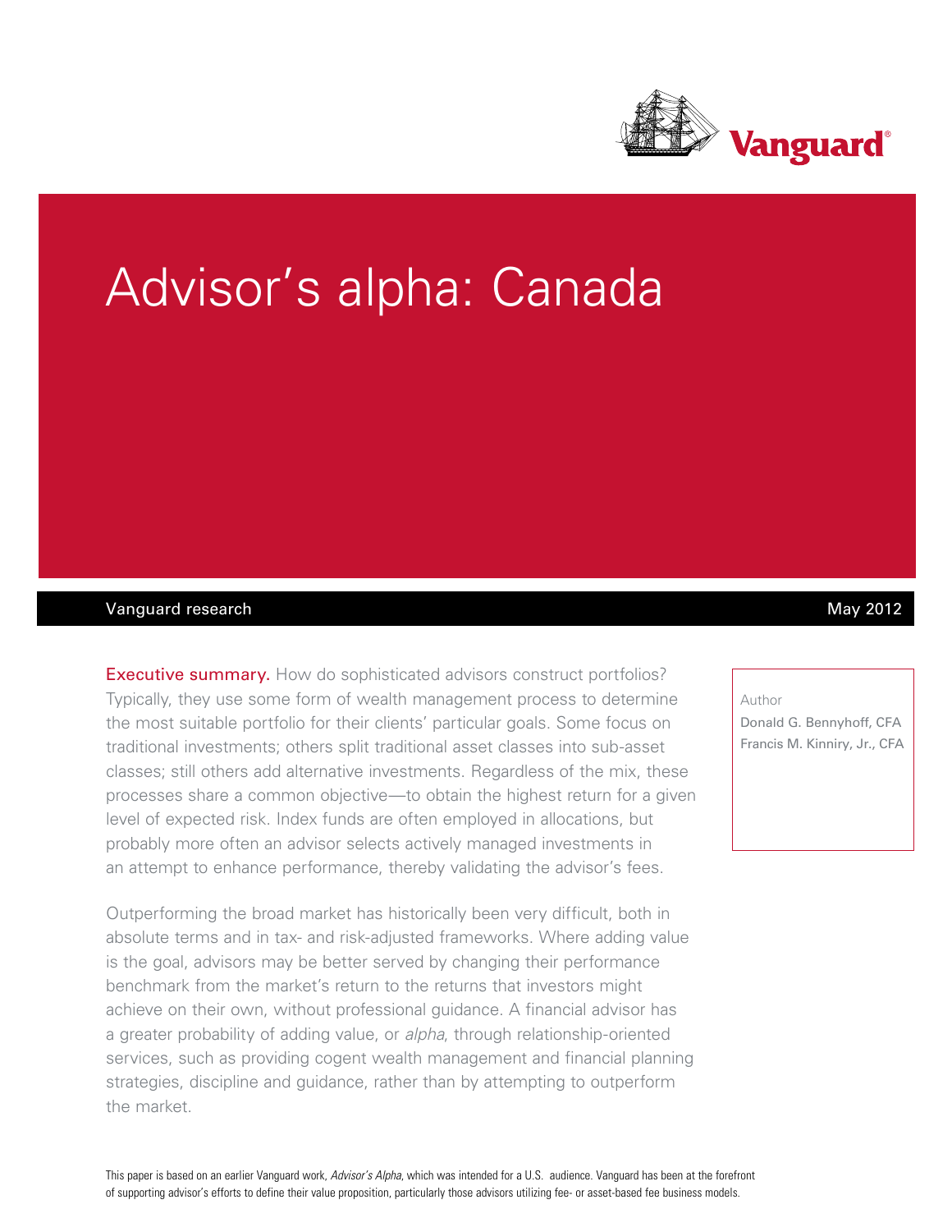Vanguard®

# Advisor's alpha: Canada

Vanguard research — May 2012

**Executive summary.** How do sophisticated advisors construct portfolios? Typically, they use some form of wealth management process to determine the most suitable portfolio for their clients' particular goals. Some focus on traditional investments; others split traditional asset classes into sub-asset classes; still others add alternative investments. Regardless of the mix, these processes share a common objective—to obtain the highest return for a given level of expected risk. Index funds are often employed in allocations, but probably more often an advisor selects actively managed investments in an attempt to enhance performance, thereby validating the advisor's fees.

Outperforming the broad market has historically been very difficult, both in absolute terms and in tax- and risk-adjusted frameworks. Where adding value is the goal, advisors may be better served by changing their performance benchmark from the market's return to the returns that investors might achieve on their own, without professional guidance. A financial advisor has a greater probability of adding value, or *alpha*, through relationship-oriented services, such as providing cogent wealth management and financial planning strategies, discipline and guidance, rather than by attempting to outperform the market.

Author
Donald G. Bennyhoff, CFA
Francis M. Kinniry, Jr., CFA

This paper is based on an earlier Vanguard work, *Advisor's Alpha*, which was intended for a U.S. audience. Vanguard has been at the forefront of supporting advisor's efforts to define their value proposition, particularly those advisors utilizing fee- or asset-based fee business models.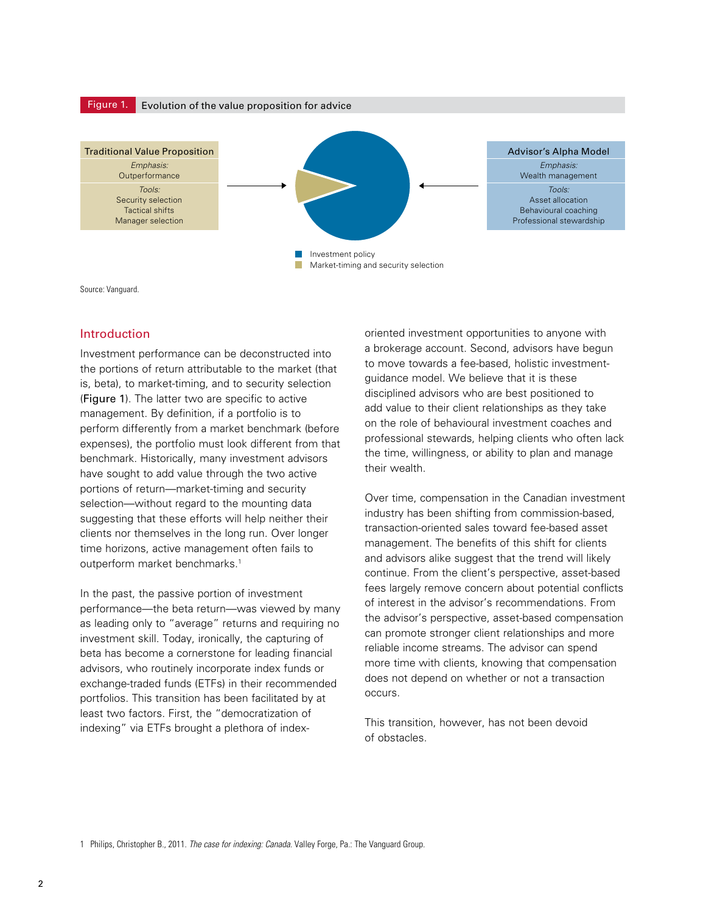**Figure 1.** Evolution of the value proposition for advice

| Traditional Value Proposition |
| --- |
| *Emphasis:* Outperformance |
| *Tools:* Security selection, Tactical shifts, Manager selection |

| Advisor's Alpha Model |
| --- |
| *Emphasis:* Wealth management |
| *Tools:* Asset allocation, Behavioural coaching, Professional stewardship |

Investment policy

Market-timing and security selection

Source: Vanguard.

## Introduction

Investment performance can be deconstructed into the portions of return attributable to the market (that is, beta), to market-timing, and to security selection (Figure 1). The latter two are specific to active management. By definition, if a portfolio is to perform differently from a market benchmark (before expenses), the portfolio must look different from that benchmark. Historically, many investment advisors have sought to add value through the two active portions of return—market-timing and security selection—without regard to the mounting data suggesting that these efforts will help neither their clients nor themselves in the long run. Over longer time horizons, active management often fails to outperform market benchmarks.[1]

In the past, the passive portion of investment performance—the beta return—was viewed by many as leading only to "average" returns and requiring no investment skill. Today, ironically, the capturing of beta has become a cornerstone for leading financial advisors, who routinely incorporate index funds or exchange-traded funds (ETFs) in their recommended portfolios. This transition has been facilitated by at least two factors. First, the "democratization of indexing" via ETFs brought a plethora of index-oriented investment opportunities to anyone with a brokerage account. Second, advisors have begun to move towards a fee-based, holistic investment-guidance model. We believe that it is these disciplined advisors who are best positioned to add value to their client relationships as they take on the role of behavioural investment coaches and professional stewards, helping clients who often lack the time, willingness, or ability to plan and manage their wealth.

Over time, compensation in the Canadian investment industry has been shifting from commission-based, transaction-oriented sales toward fee-based asset management. The benefits of this shift for clients and advisors alike suggest that the trend will likely continue. From the client's perspective, asset-based fees largely remove concern about potential conflicts of interest in the advisor's recommendations. From the advisor's perspective, asset-based compensation can promote stronger client relationships and more reliable income streams. The advisor can spend more time with clients, knowing that compensation does not depend on whether or not a transaction occurs.

This transition, however, has not been devoid of obstacles.

1 Philips, Christopher B., 2011. *The case for indexing: Canada.* Valley Forge, Pa.: The Vanguard Group.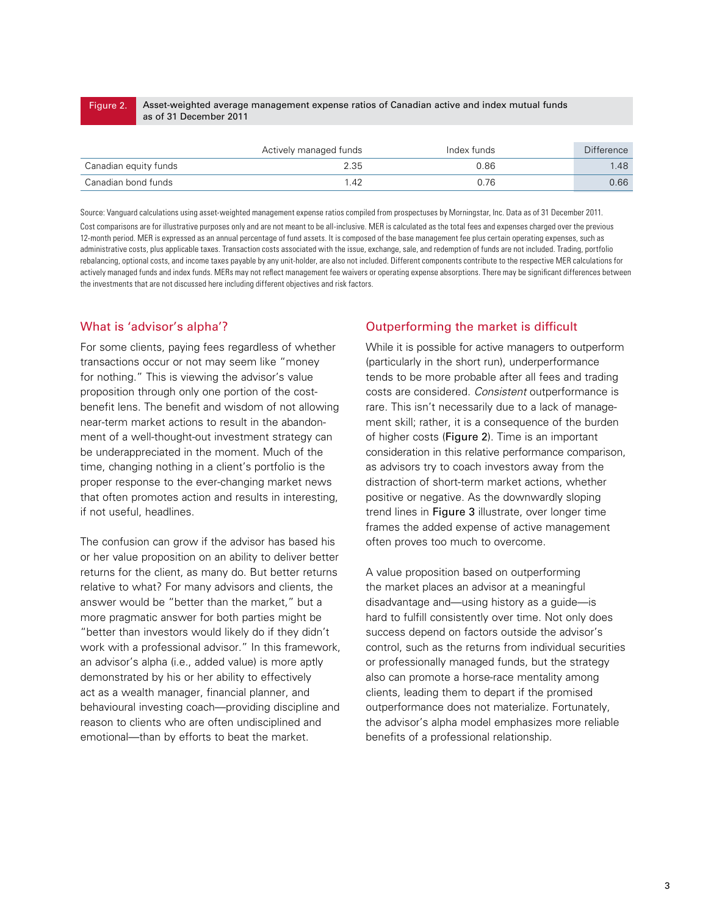**Figure 2.** Asset-weighted average management expense ratios of Canadian active and index mutual funds as of 31 December 2011

| | Actively managed funds | Index funds | Difference |
|---|---|---|---|
| Canadian equity funds | 2.35 | 0.86 | 1.48 |
| Canadian bond funds | 1.42 | 0.76 | 0.66 |

Source: Vanguard calculations using asset-weighted management expense ratios compiled from prospectuses by Morningstar, Inc. Data as of 31 December 2011.

Cost comparisons are for illustrative purposes only and are not meant to be all-inclusive. MER is calculated as the total fees and expenses charged over the previous 12-month period. MER is expressed as an annual percentage of fund assets. It is composed of the base management fee plus certain operating expenses, such as administrative costs, plus applicable taxes. Transaction costs associated with the issue, exchange, sale, and redemption of funds are not included. Trading, portfolio rebalancing, optional costs, and income taxes payable by any unit-holder, are also not included. Different components contribute to the respective MER calculations for actively managed funds and index funds. MERs may not reflect management fee waivers or operating expense absorptions. There may be significant differences between the investments that are not discussed here including different objectives and risk factors.

## What is 'advisor's alpha'?

For some clients, paying fees regardless of whether transactions occur or not may seem like "money for nothing." This is viewing the advisor's value proposition through only one portion of the cost-benefit lens. The benefit and wisdom of not allowing near-term market actions to result in the abandonment of a well-thought-out investment strategy can be underappreciated in the moment. Much of the time, changing nothing in a client's portfolio is the proper response to the ever-changing market news that often promotes action and results in interesting, if not useful, headlines.

The confusion can grow if the advisor has based his or her value proposition on an ability to deliver better returns for the client, as many do. But better returns relative to what? For many advisors and clients, the answer would be "better than the market," but a more pragmatic answer for both parties might be "better than investors would likely do if they didn't work with a professional advisor." In this framework, an advisor's alpha (i.e., added value) is more aptly demonstrated by his or her ability to effectively act as a wealth manager, financial planner, and behavioural investing coach—providing discipline and reason to clients who are often undisciplined and emotional—than by efforts to beat the market.

## Outperforming the market is difficult

While it is possible for active managers to outperform (particularly in the short run), underperformance tends to be more probable after all fees and trading costs are considered. *Consistent* outperformance is rare. This isn't necessarily due to a lack of management skill; rather, it is a consequence of the burden of higher costs (**Figure 2**). Time is an important consideration in this relative performance comparison, as advisors try to coach investors away from the distraction of short-term market actions, whether positive or negative. As the downwardly sloping trend lines in **Figure 3** illustrate, over longer time frames the added expense of active management often proves too much to overcome.

A value proposition based on outperforming the market places an advisor at a meaningful disadvantage and—using history as a guide—is hard to fulfill consistently over time. Not only does success depend on factors outside the advisor's control, such as the returns from individual securities or professionally managed funds, but the strategy also can promote a horse-race mentality among clients, leading them to depart if the promised outperformance does not materialize. Fortunately, the advisor's alpha model emphasizes more reliable benefits of a professional relationship.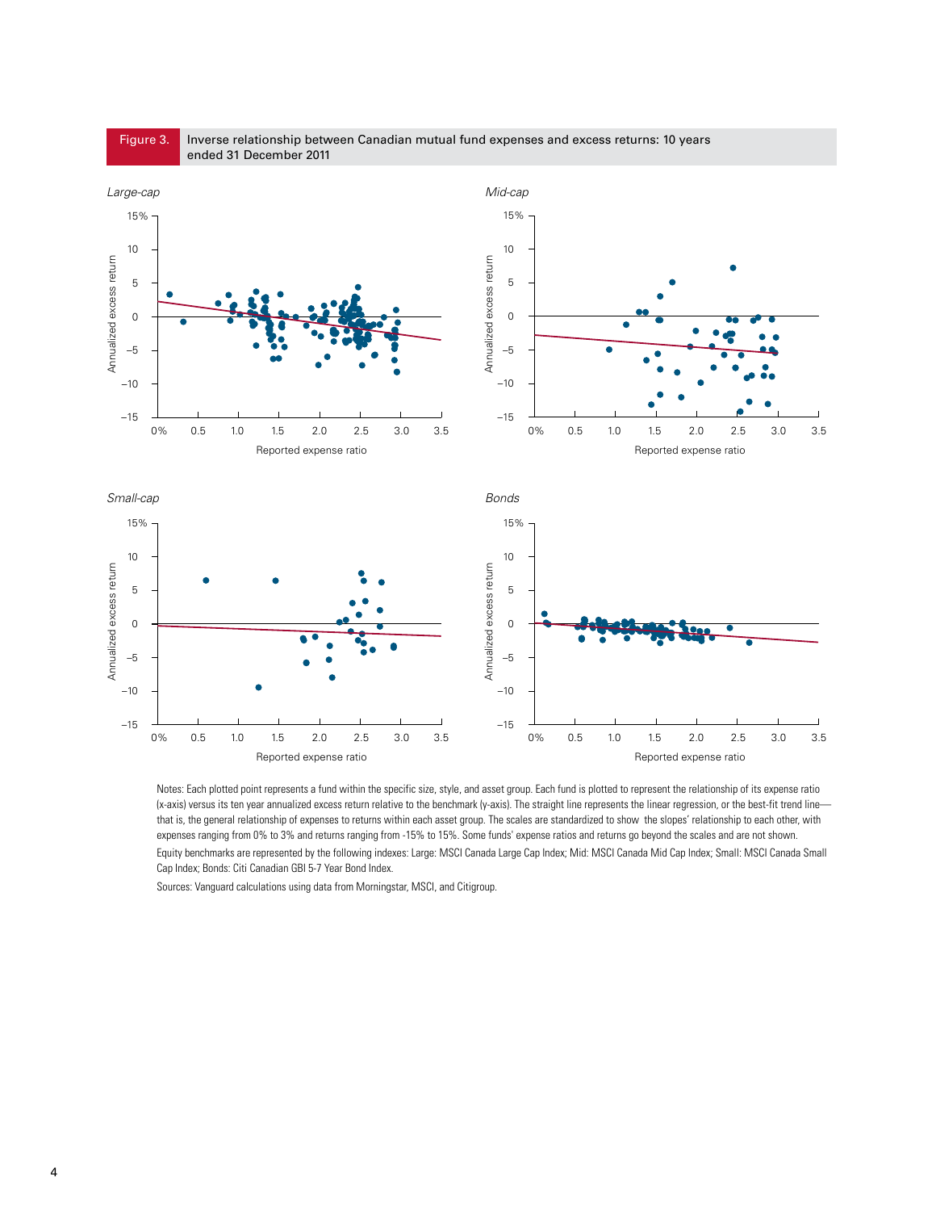Figure 3. Inverse relationship between Canadian mutual fund expenses and excess returns: 10 years ended 31 December 2011

*Large-cap*

*Mid-cap*

*Small-cap*

*Bonds*

Notes: Each plotted point represents a fund within the specific size, style, and asset group. Each fund is plotted to represent the relationship of its expense ratio (x-axis) versus its ten year annualized excess return relative to the benchmark (y-axis). The straight line represents the linear regression, or the best-fit trend line—that is, the general relationship of expenses to returns within each asset group. The scales are standardized to show the slopes' relationship to each other, with expenses ranging from 0% to 3% and returns ranging from -15% to 15%. Some funds' expense ratios and returns go beyond the scales and are not shown.

Equity benchmarks are represented by the following indexes: Large: MSCI Canada Large Cap Index; Mid: MSCI Canada Mid Cap Index; Small: MSCI Canada Small Cap Index; Bonds: Citi Canadian GBI 5-7 Year Bond Index.

Sources: Vanguard calculations using data from Morningstar, MSCI, and Citigroup.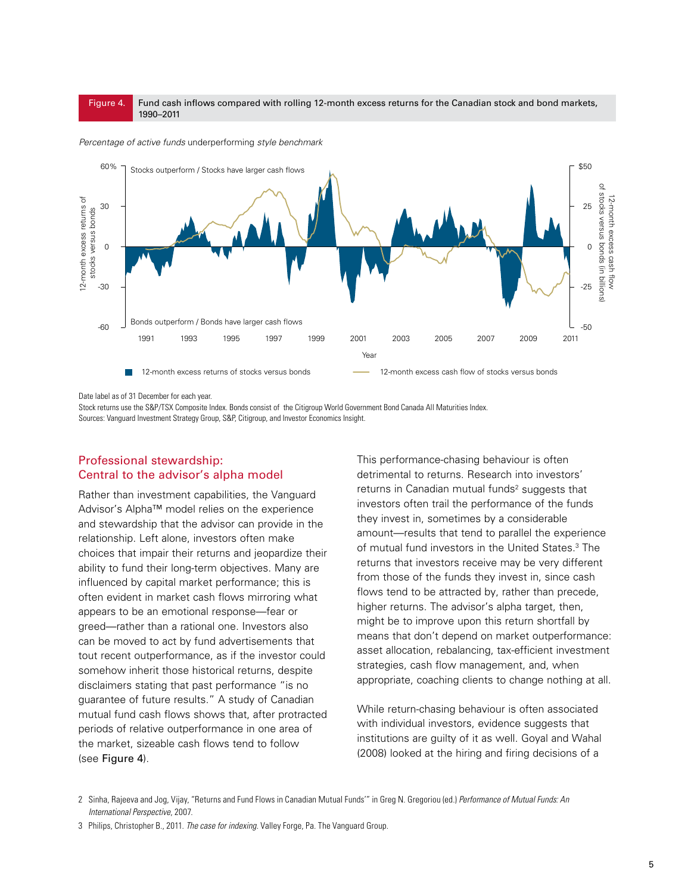**Figure 4.** Fund cash inflows compared with rolling 12-month excess returns for the Canadian stock and bond markets, 1990–2011

*Percentage of active funds* underperforming *style benchmark*

Stocks outperform / Stocks have larger cash flows

Bonds outperform / Bonds have larger cash flows

12-month excess returns of stocks versus bonds

12-month excess cash flow of stocks versus bonds

Date label as of 31 December for each year.

Stock returns use the S&P/TSX Composite Index. Bonds consist of the Citigroup World Government Bond Canada All Maturities Index.

Sources: Vanguard Investment Strategy Group, S&P, Citigroup, and Investor Economics Insight.

## Professional stewardship: Central to the advisor's alpha model

Rather than investment capabilities, the Vanguard Advisor's Alpha™ model relies on the experience and stewardship that the advisor can provide in the relationship. Left alone, investors often make choices that impair their returns and jeopardize their ability to fund their long-term objectives. Many are influenced by capital market performance; this is often evident in market cash flows mirroring what appears to be an emotional response—fear or greed—rather than a rational one. Investors also can be moved to act by fund advertisements that tout recent outperformance, as if the investor could somehow inherit those historical returns, despite disclaimers stating that past performance "is no guarantee of future results." A study of Canadian mutual fund cash flows shows that, after protracted periods of relative outperformance in one area of the market, sizeable cash flows tend to follow (see Figure 4).

This performance-chasing behaviour is often detrimental to returns. Research into investors' returns in Canadian mutual funds[2] suggests that investors often trail the performance of the funds they invest in, sometimes by a considerable amount—results that tend to parallel the experience of mutual fund investors in the United States.[3] The returns that investors receive may be very different from those of the funds they invest in, since cash flows tend to be attracted by, rather than precede, higher returns. The advisor's alpha target, then, might be to improve upon this return shortfall by means that don't depend on market outperformance: asset allocation, rebalancing, tax-efficient investment strategies, cash flow management, and, when appropriate, coaching clients to change nothing at all.

While return-chasing behaviour is often associated with individual investors, evidence suggests that institutions are guilty of it as well. Goyal and Wahal (2008) looked at the hiring and firing decisions of a

2 Sinha, Rajeeva and Jog, Vijay, "Returns and Fund Flows in Canadian Mutual Funds'" in Greg N. Gregoriou (ed.) *Performance of Mutual Funds: An International Perspective*, 2007.

3 Philips, Christopher B., 2011. *The case for indexing.* Valley Forge, Pa. The Vanguard Group.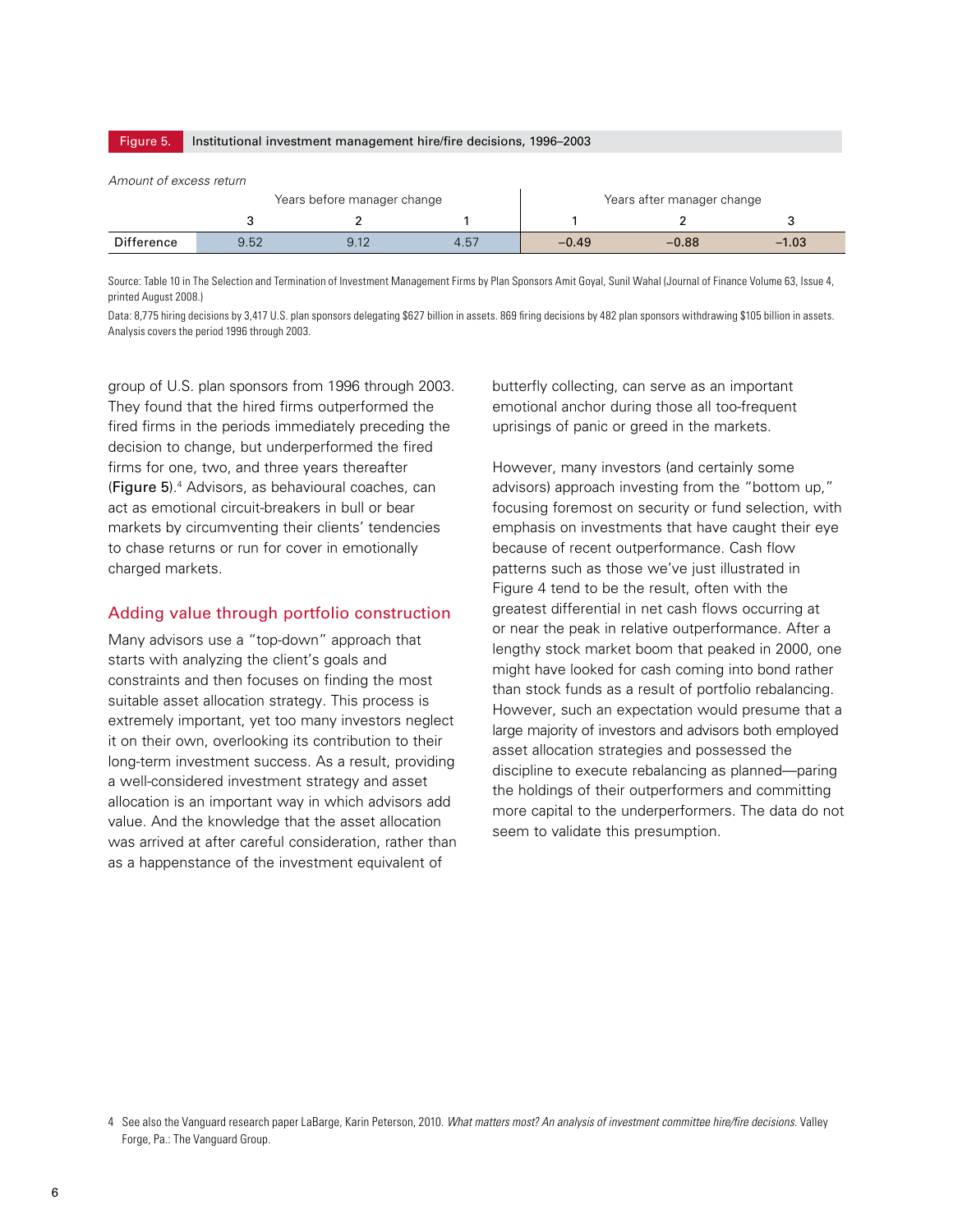**Figure 5.** Institutional investment management hire/fire decisions, 1996–2003

*Amount of excess return*

| | Years before manager change | | | Years after manager change | | |
|---|---|---|---|---|---|---|
| | 3 | 2 | 1 | 1 | 2 | 3 |
| Difference | 9.52 | 9.12 | 4.57 | −0.49 | −0.88 | −1.03 |

Source: Table 10 in The Selection and Termination of Investment Management Firms by Plan Sponsors Amit Goyal, Sunil Wahal (Journal of Finance Volume 63, Issue 4, printed August 2008.)

Data: 8,775 hiring decisions by 3,417 U.S. plan sponsors delegating $627 billion in assets. 869 firing decisions by 482 plan sponsors withdrawing $105 billion in assets. Analysis covers the period 1996 through 2003.

group of U.S. plan sponsors from 1996 through 2003. They found that the hired firms outperformed the fired firms in the periods immediately preceding the decision to change, but underperformed the fired firms for one, two, and three years thereafter (Figure 5).[4] Advisors, as behavioural coaches, can act as emotional circuit-breakers in bull or bear markets by circumventing their clients' tendencies to chase returns or run for cover in emotionally charged markets.

## Adding value through portfolio construction

Many advisors use a "top-down" approach that starts with analyzing the client's goals and constraints and then focuses on finding the most suitable asset allocation strategy. This process is extremely important, yet too many investors neglect it on their own, overlooking its contribution to their long-term investment success. As a result, providing a well-considered investment strategy and asset allocation is an important way in which advisors add value. And the knowledge that the asset allocation was arrived at after careful consideration, rather than as a happenstance of the investment equivalent of butterfly collecting, can serve as an important emotional anchor during those all too-frequent uprisings of panic or greed in the markets.

However, many investors (and certainly some advisors) approach investing from the "bottom up," focusing foremost on security or fund selection, with emphasis on investments that have caught their eye because of recent outperformance. Cash flow patterns such as those we've just illustrated in Figure 4 tend to be the result, often with the greatest differential in net cash flows occurring at or near the peak in relative outperformance. After a lengthy stock market boom that peaked in 2000, one might have looked for cash coming into bond rather than stock funds as a result of portfolio rebalancing. However, such an expectation would presume that a large majority of investors and advisors both employed asset allocation strategies and possessed the discipline to execute rebalancing as planned—paring the holdings of their outperformers and committing more capital to the underperformers. The data do not seem to validate this presumption.

4 See also the Vanguard research paper LaBarge, Karin Peterson, 2010. *What matters most? An analysis of investment committee hire/fire decisions.* Valley Forge, Pa.: The Vanguard Group.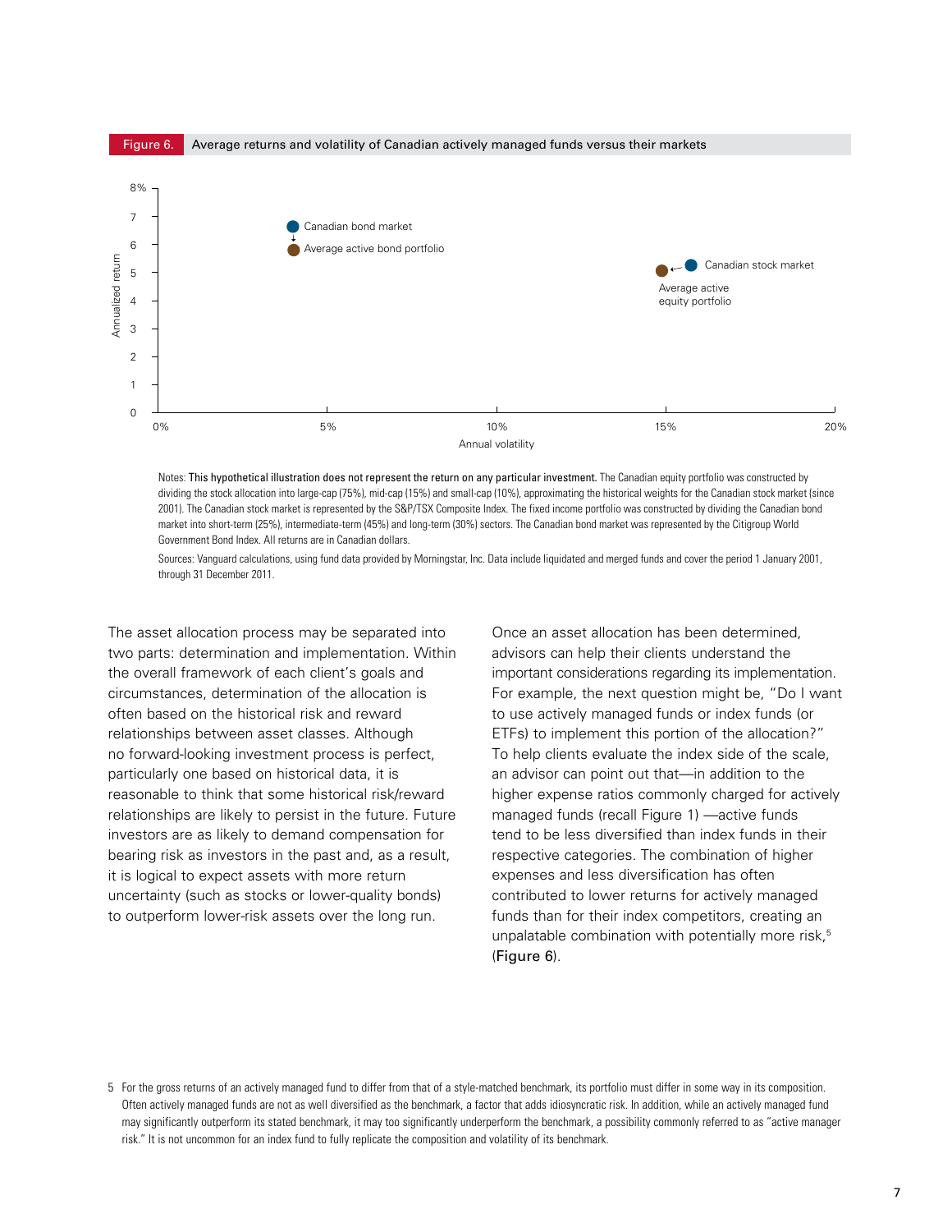**Figure 6.** Average returns and volatility of Canadian actively managed funds versus their markets

Notes: **This hypothetical illustration does not represent the return on any particular investment.** The Canadian equity portfolio was constructed by dividing the stock allocation into large-cap (75%), mid-cap (15%) and small-cap (10%), approximating the historical weights for the Canadian stock market (since 2001). The Canadian stock market is represented by the S&P/TSX Composite Index. The fixed income portfolio was constructed by dividing the Canadian bond market into short-term (25%), intermediate-term (45%) and long-term (30%) sectors. The Canadian bond market was represented by the Citigroup World Government Bond Index. All returns are in Canadian dollars.

Sources: Vanguard calculations, using fund data provided by Morningstar, Inc. Data include liquidated and merged funds and cover the period 1 January 2001, through 31 December 2011.

The asset allocation process may be separated into two parts: determination and implementation. Within the overall framework of each client's goals and circumstances, determination of the allocation is often based on the historical risk and reward relationships between asset classes. Although no forward-looking investment process is perfect, particularly one based on historical data, it is reasonable to think that some historical risk/reward relationships are likely to persist in the future. Future investors are as likely to demand compensation for bearing risk as investors in the past and, as a result, it is logical to expect assets with more return uncertainty (such as stocks or lower-quality bonds) to outperform lower-risk assets over the long run.

Once an asset allocation has been determined, advisors can help their clients understand the important considerations regarding its implementation. For example, the next question might be, "Do I want to use actively managed funds or index funds (or ETFs) to implement this portion of the allocation?" To help clients evaluate the index side of the scale, an advisor can point out that—in addition to the higher expense ratios commonly charged for actively managed funds (recall Figure 1) —active funds tend to be less diversified than index funds in their respective categories. The combination of higher expenses and less diversification has often contributed to lower returns for actively managed funds than for their index competitors, creating an unpalatable combination with potentially more risk,[5] (Figure 6).

5 For the gross returns of an actively managed fund to differ from that of a style-matched benchmark, its portfolio must differ in some way in its composition. Often actively managed funds are not as well diversified as the benchmark, a factor that adds idiosyncratic risk. In addition, while an actively managed fund may significantly outperform its stated benchmark, it may too significantly underperform the benchmark, a possibility commonly referred to as "active manager risk." It is not uncommon for an index fund to fully replicate the composition and volatility of its benchmark.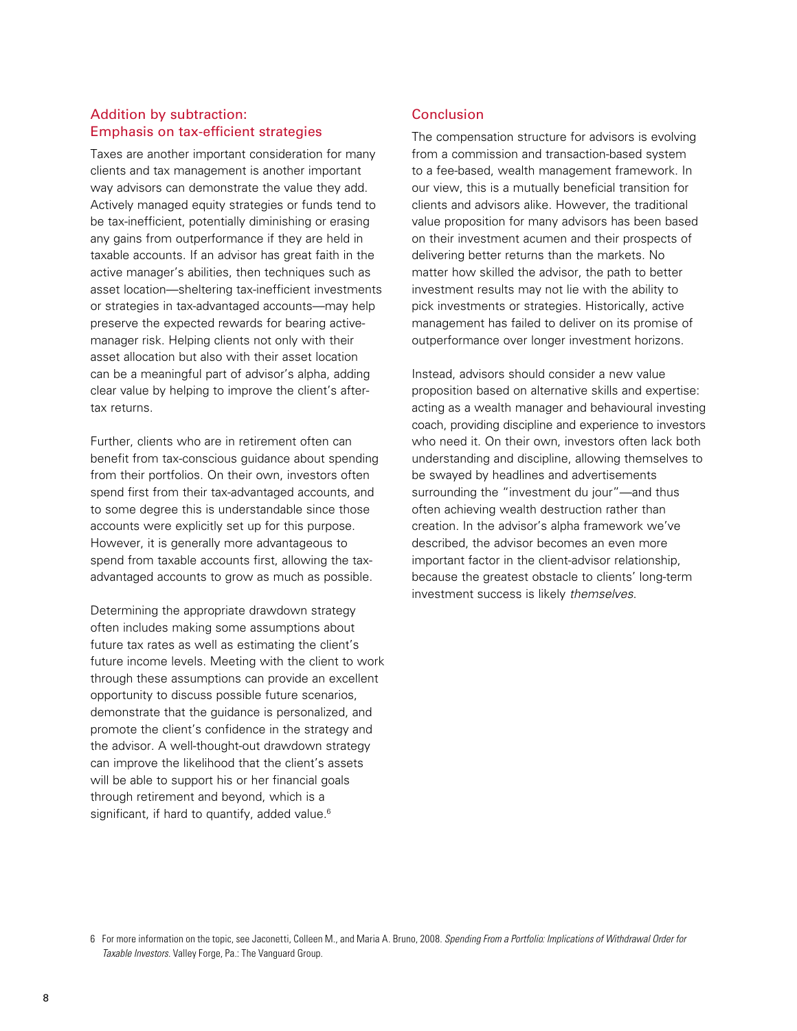## Addition by subtraction: Emphasis on tax-efficient strategies

Taxes are another important consideration for many clients and tax management is another important way advisors can demonstrate the value they add. Actively managed equity strategies or funds tend to be tax-inefficient, potentially diminishing or erasing any gains from outperformance if they are held in taxable accounts. If an advisor has great faith in the active manager's abilities, then techniques such as asset location—sheltering tax-inefficient investments or strategies in tax-advantaged accounts—may help preserve the expected rewards for bearing active-manager risk. Helping clients not only with their asset allocation but also with their asset location can be a meaningful part of advisor's alpha, adding clear value by helping to improve the client's after-tax returns.

Further, clients who are in retirement often can benefit from tax-conscious guidance about spending from their portfolios. On their own, investors often spend first from their tax-advantaged accounts, and to some degree this is understandable since those accounts were explicitly set up for this purpose. However, it is generally more advantageous to spend from taxable accounts first, allowing the tax-advantaged accounts to grow as much as possible.

Determining the appropriate drawdown strategy often includes making some assumptions about future tax rates as well as estimating the client's future income levels. Meeting with the client to work through these assumptions can provide an excellent opportunity to discuss possible future scenarios, demonstrate that the guidance is personalized, and promote the client's confidence in the strategy and the advisor. A well-thought-out drawdown strategy can improve the likelihood that the client's assets will be able to support his or her financial goals through retirement and beyond, which is a significant, if hard to quantify, added value.[6]

## Conclusion

The compensation structure for advisors is evolving from a commission and transaction-based system to a fee-based, wealth management framework. In our view, this is a mutually beneficial transition for clients and advisors alike. However, the traditional value proposition for many advisors has been based on their investment acumen and their prospects of delivering better returns than the markets. No matter how skilled the advisor, the path to better investment results may not lie with the ability to pick investments or strategies. Historically, active management has failed to deliver on its promise of outperformance over longer investment horizons.

Instead, advisors should consider a new value proposition based on alternative skills and expertise: acting as a wealth manager and behavioural investing coach, providing discipline and experience to investors who need it. On their own, investors often lack both understanding and discipline, allowing themselves to be swayed by headlines and advertisements surrounding the "investment du jour"—and thus often achieving wealth destruction rather than creation. In the advisor's alpha framework we've described, the advisor becomes an even more important factor in the client-advisor relationship, because the greatest obstacle to clients' long-term investment success is likely *themselves*.

6 For more information on the topic, see Jaconetti, Colleen M., and Maria A. Bruno, 2008. *Spending From a Portfolio: Implications of Withdrawal Order for Taxable Investors.* Valley Forge, Pa.: The Vanguard Group.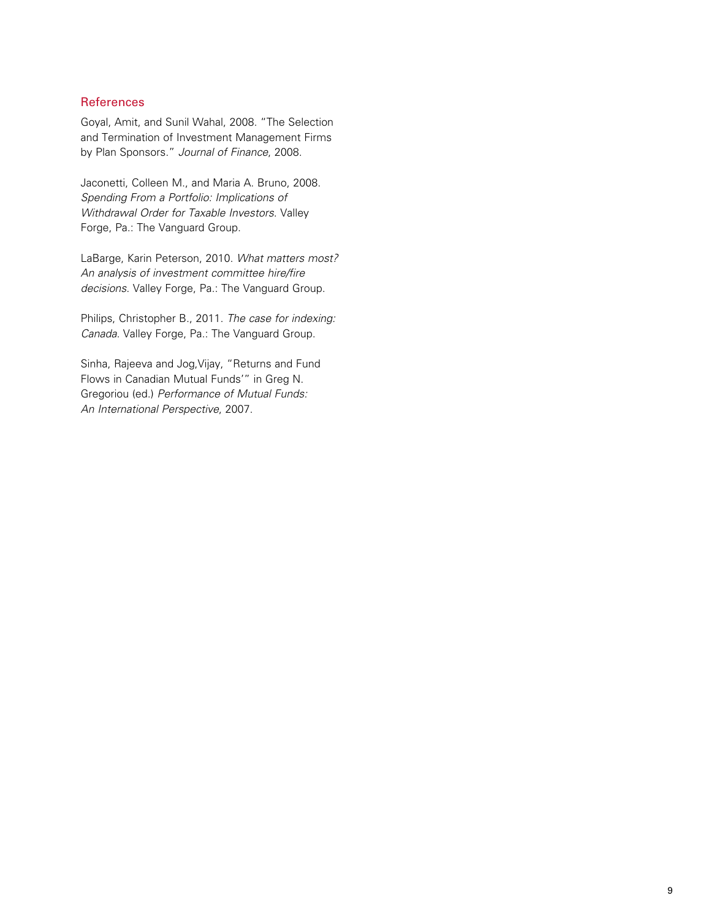## References

Goyal, Amit, and Sunil Wahal, 2008. "The Selection and Termination of Investment Management Firms by Plan Sponsors." *Journal of Finance*, 2008.

Jaconetti, Colleen M., and Maria A. Bruno, 2008. *Spending From a Portfolio: Implications of Withdrawal Order for Taxable Investors*. Valley Forge, Pa.: The Vanguard Group.

LaBarge, Karin Peterson, 2010. *What matters most? An analysis of investment committee hire/fire decisions*. Valley Forge, Pa.: The Vanguard Group.

Philips, Christopher B., 2011. *The case for indexing: Canada*. Valley Forge, Pa.: The Vanguard Group.

Sinha, Rajeeva and Jog,Vijay, "Returns and Fund Flows in Canadian Mutual Funds'" in Greg N. Gregoriou (ed.) *Performance of Mutual Funds: An International Perspective*, 2007.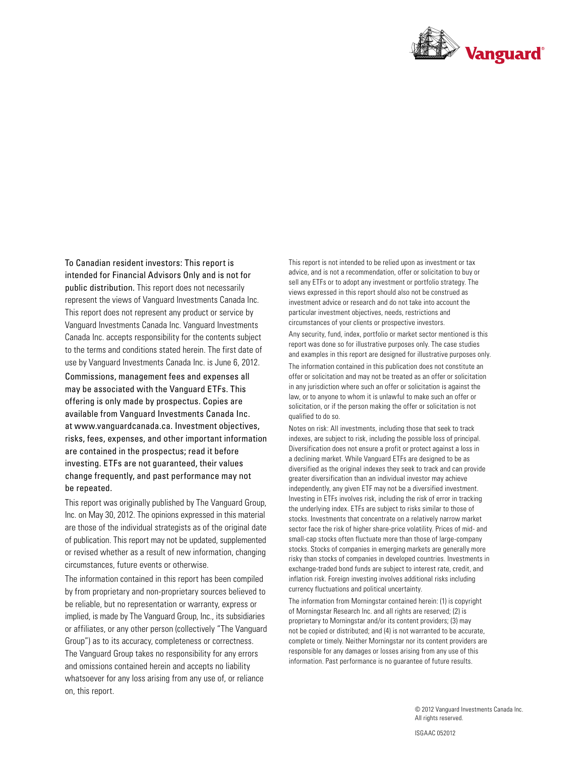**To Canadian resident investors: This report is intended for Financial Advisors Only and is not for public distribution.** This report does not necessarily represent the views of Vanguard Investments Canada Inc. This report does not represent any product or service by Vanguard Investments Canada Inc. Vanguard Investments Canada Inc. accepts responsibility for the contents subject to the terms and conditions stated herein. The first date of use by Vanguard Investments Canada Inc. is June 6, 2012.

**Commissions, management fees and expenses all may be associated with the Vanguard ETFs. This offering is only made by prospectus. Copies are available from Vanguard Investments Canada Inc. at www.vanguardcanada.ca. Investment objectives, risks, fees, expenses, and other important information are contained in the prospectus; read it before investing. ETFs are not guaranteed, their values change frequently, and past performance may not be repeated.**

This report was originally published by The Vanguard Group, Inc. on May 30, 2012. The opinions expressed in this material are those of the individual strategists as of the original date of publication. This report may not be updated, supplemented or revised whether as a result of new information, changing circumstances, future events or otherwise.

The information contained in this report has been compiled by from proprietary and non-proprietary sources believed to be reliable, but no representation or warranty, express or implied, is made by The Vanguard Group, Inc., its subsidiaries or affiliates, or any other person (collectively "The Vanguard Group") as to its accuracy, completeness or correctness. The Vanguard Group takes no responsibility for any errors and omissions contained herein and accepts no liability whatsoever for any loss arising from any use of, or reliance on, this report.

This report is not intended to be relied upon as investment or tax advice, and is not a recommendation, offer or solicitation to buy or sell any ETFs or to adopt any investment or portfolio strategy. The views expressed in this report should also not be construed as investment advice or research and do not take into account the particular investment objectives, needs, restrictions and circumstances of your clients or prospective investors.

Any security, fund, index, portfolio or market sector mentioned is this report was done so for illustrative purposes only. The case studies and examples in this report are designed for illustrative purposes only.

The information contained in this publication does not constitute an offer or solicitation and may not be treated as an offer or solicitation in any jurisdiction where such an offer or solicitation is against the law, or to anyone to whom it is unlawful to make such an offer or solicitation, or if the person making the offer or solicitation is not qualified to do so.

Notes on risk: All investments, including those that seek to track indexes, are subject to risk, including the possible loss of principal. Diversification does not ensure a profit or protect against a loss in a declining market. While Vanguard ETFs are designed to be as diversified as the original indexes they seek to track and can provide greater diversification than an individual investor may achieve independently, any given ETF may not be a diversified investment. Investing in ETFs involves risk, including the risk of error in tracking the underlying index. ETFs are subject to risks similar to those of stocks. Investments that concentrate on a relatively narrow market sector face the risk of higher share-price volatility. Prices of mid- and small-cap stocks often fluctuate more than those of large-company stocks. Stocks of companies in emerging markets are generally more risky than stocks of companies in developed countries. Investments in exchange-traded bond funds are subject to interest rate, credit, and inflation risk. Foreign investing involves additional risks including currency fluctuations and political uncertainty.

The information from Morningstar contained herein: (1) is copyright of Morningstar Research Inc. and all rights are reserved; (2) is proprietary to Morningstar and/or its content providers; (3) may not be copied or distributed; and (4) is not warranted to be accurate, complete or timely. Neither Morningstar nor its content providers are responsible for any damages or losses arising from any use of this information. Past performance is no guarantee of future results.

© 2012 Vanguard Investments Canada Inc.
All rights reserved.

ISGAAC 052012